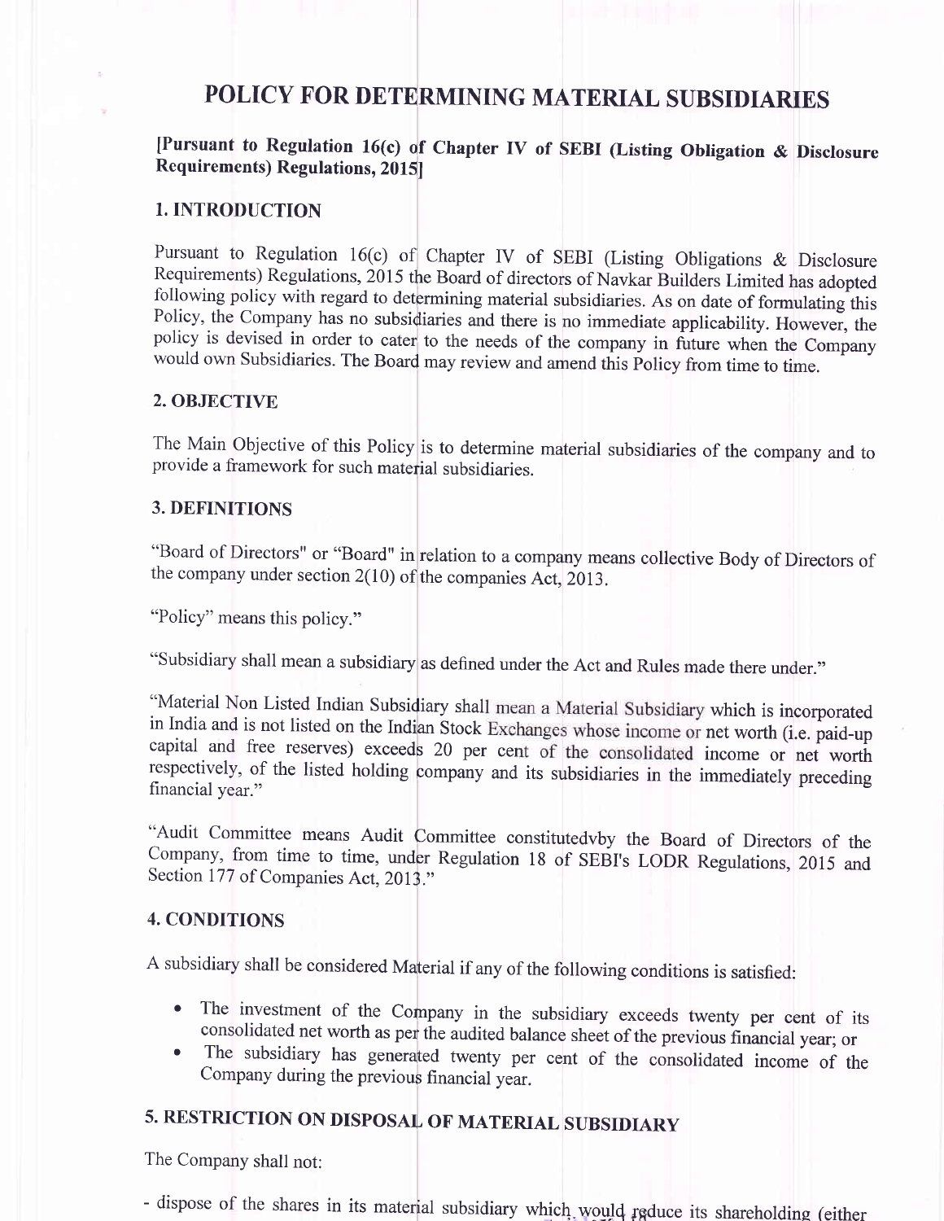# POLICY FOR DETERMINING MATERIAL SUBSIDIARIES

**[Pursuant to Regulation 16(c) of Chapter IV of SEBI (Listing Obligation & Disclosure Requirements) Regulations, 2015]**

## 1. INTRODUCTION

Pursuant to Regulation 16(c) of Chapter IV of SEBI (Listing Obligations & Disclosure Requirements) Regulations, 2015 the Board of directors of Navkar Builders Limited has adopted following policy with regard to determining material subsidiaries. As on date of formulating this Policy, the Company has no subsidiaries and there is no immediate applicability. However, the policy is devised in order to cater to the needs of the company in future when the Company would own Subsidiaries. The Board may review and amend this Policy from time to time.

## 2. OBJECTIVE

The Main Objective of this Policy is to determine material subsidiaries of the company and to provide a framework for such material subsidiaries.

## 3. DEFINITIONS

"Board of Directors" or "Board" in relation to a company means collective Body of Directors of the company under section 2(10) of the companies Act, 2013.

"Policy" means this policy."

"Subsidiary shall mean a subsidiary as defined under the Act and Rules made there under."

"Material Non Listed Indian Subsidiary shall mean a Material Subsidiary which is incorporated in India and is not listed on the Indian Stock Exchanges whose income or net worth (i.e. paid-up capital and free reserves) exceeds 20 per cent of the consolidated income or net worth respectively, of the listed holding company and its subsidiaries in the immediately preceding financial year."

"Audit Committee means Audit Committee constitutedvby the Board of Directors of the Company, from time to time, under Regulation 18 of SEBI's LODR Regulations, 2015 and Section 177 of Companies Act, 2013."

## 4. CONDITIONS

A subsidiary shall be considered Material if any of the following conditions is satisfied:

- The investment of the Company in the subsidiary exceeds twenty per cent of its consolidated net worth as per the audited balance sheet of the previous financial year; or
- The subsidiary has generated twenty per cent of the consolidated income of the Company during the previous financial year.

## 5. RESTRICTION ON DISPOSAL OF MATERIAL SUBSIDIARY

The Company shall not:

- dispose of the shares in its material subsidiary which would reduce its shareholding (either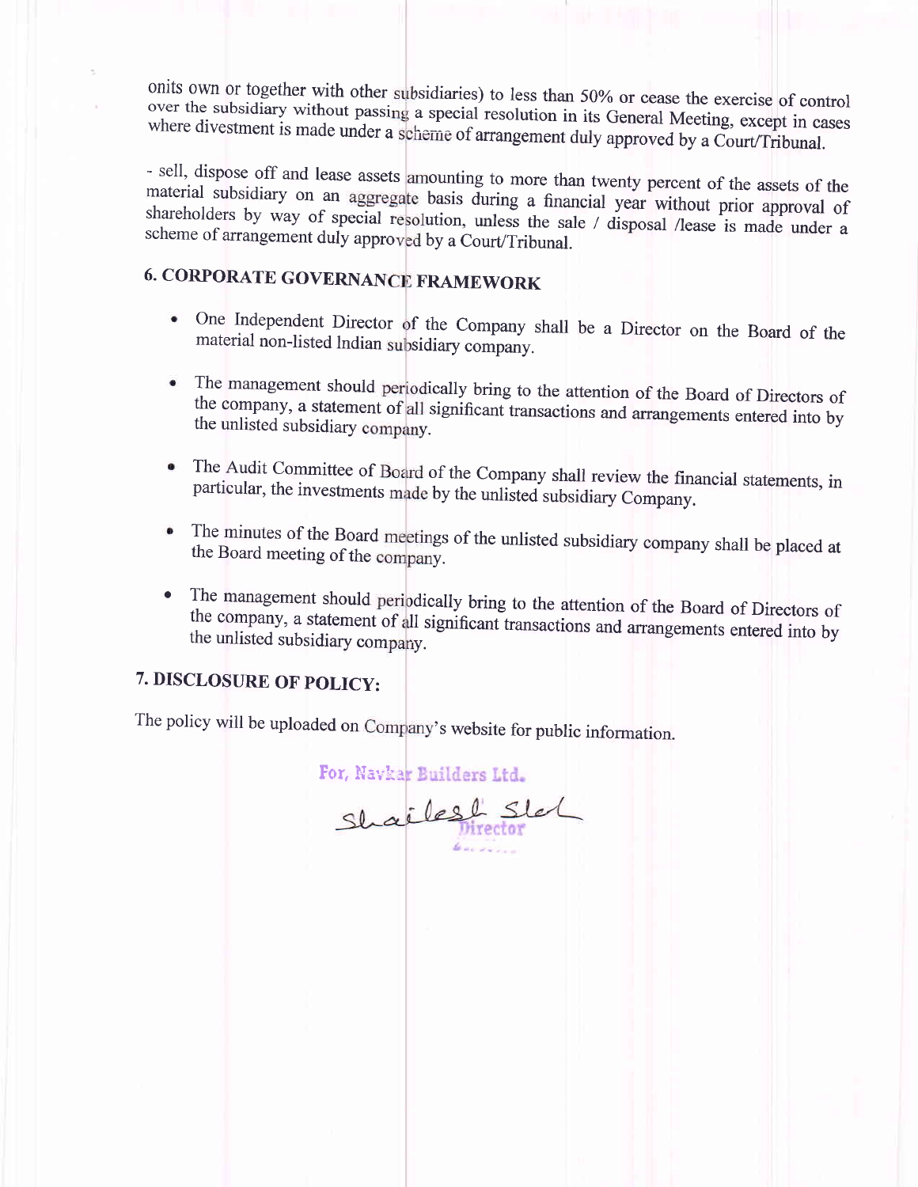onits own or together with other subsidiaries) to less than 50% or cease the exercise of control over the subsidiary without passing a special resolution in its General Meeting, except in cases where divestment is made under a scheme of arrangement duly approved by a Court/Tribunal.

- sell, dispose off and lease assets amounting to more than twenty percent of the assets of the material subsidiary on an aggregate basis during a financial year without prior approval of shareholders by way of special resolution, unless the sale / disposal /lease is made under a scheme of arrangement duly approved by a Court/Tribunal.

## 6. CORPORATE GOVERNANCE FRAMEWORK

- One Independent Director of the Company shall be a Director on the Board of the material non-listed Indian subsidiary company.
- The management should periodically bring to the attention of the Board of Directors of the company, a statement of all significant transactions and arrangements entered into by the unlisted subsidiary company.
- The Audit Committee of Board of the Company shall review the financial statements, in particular, the investments made by the unlisted subsidiary Company.
- The minutes of the Board meetings of the unlisted subsidiary company shall be placed at the Board meeting of the company.
- The management should periodically bring to the attention of the Board of Directors of the company, a statement of all significant transactions and arrangements entered into by the unlisted subsidiary company.

## 7. DISCLOSURE OF POLICY:

The policy will be uploaded on Company's website for public information.

For, Navkar Builders Ltd.

Shailesh Shah

Director